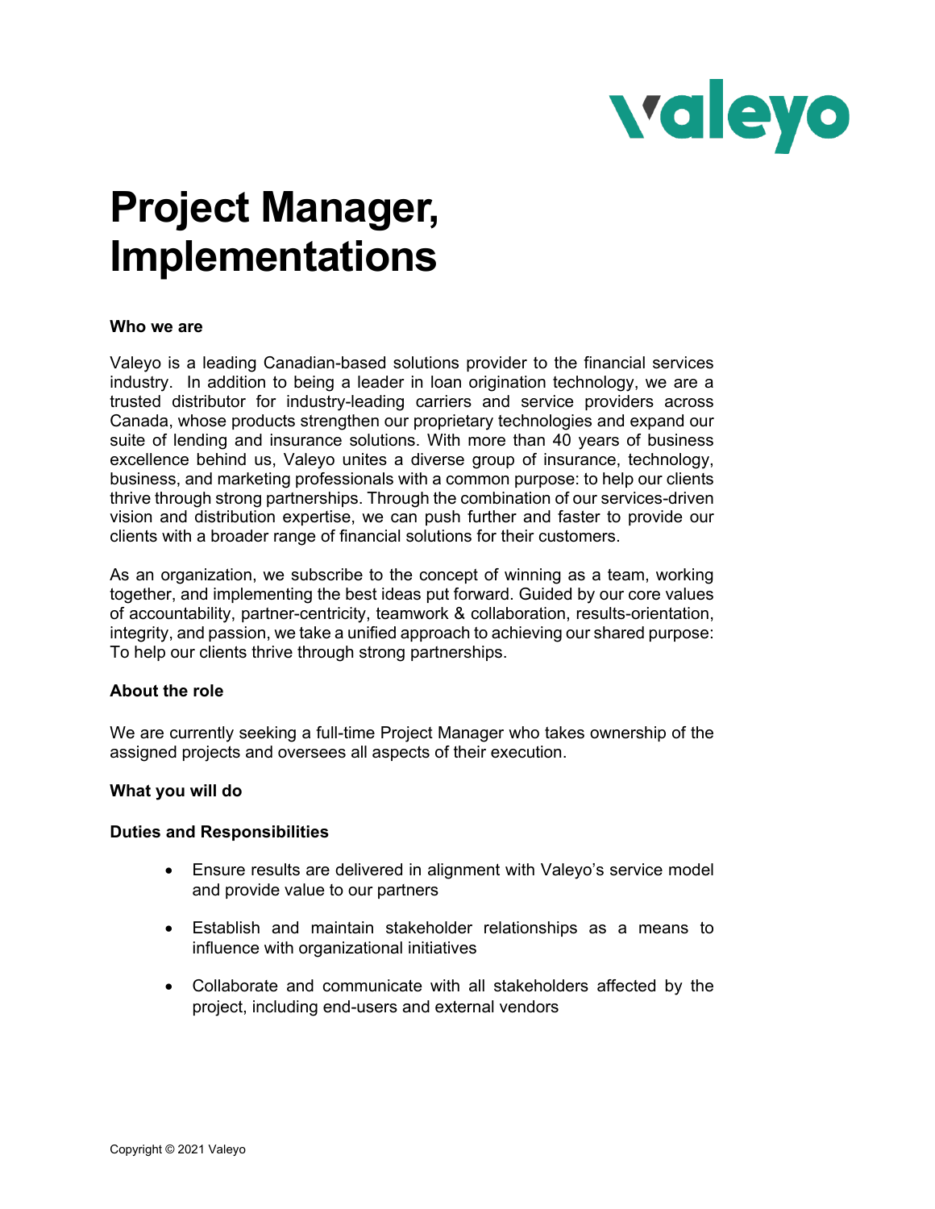# Project Manager, Implementations

**Who we are**

Valeyo is a leading Canadian-based solutions provider to the financial services industry. In addition to being a leader in loan origination technology, we are a trusted distributor for industry-leading carriers and service providers across Canada, whose products strengthen our proprietary technologies and expand our suite of lending and insurance solutions. With more than 40 years of business excellence behind us, Valeyo unites a diverse group of insurance, technology, business, and marketing professionals with a common purpose: to help our clients thrive through strong partnerships. Through the combination of our services-driven vision and distribution expertise, we can push further and faster to provide our clients with a broader range of financial solutions for their customers.

As an organization, we subscribe to the concept of winning as a team, working together, and implementing the best ideas put forward. Guided by our core values of accountability, partner-centricity, teamwork & collaboration, results-orientation, integrity, and passion, we take a unified approach to achieving our shared purpose: To help our clients thrive through strong partnerships.

**About the role**

We are currently seeking a full-time Project Manager who takes ownership of the assigned projects and oversees all aspects of their execution.

**What you will do**

**Duties and Responsibilities**

- Ensure results are delivered in alignment with Valeyo's service model and provide value to our partners
- Establish and maintain stakeholder relationships as a means to influence with organizational initiatives
- Collaborate and communicate with all stakeholders affected by the project, including end-users and external vendors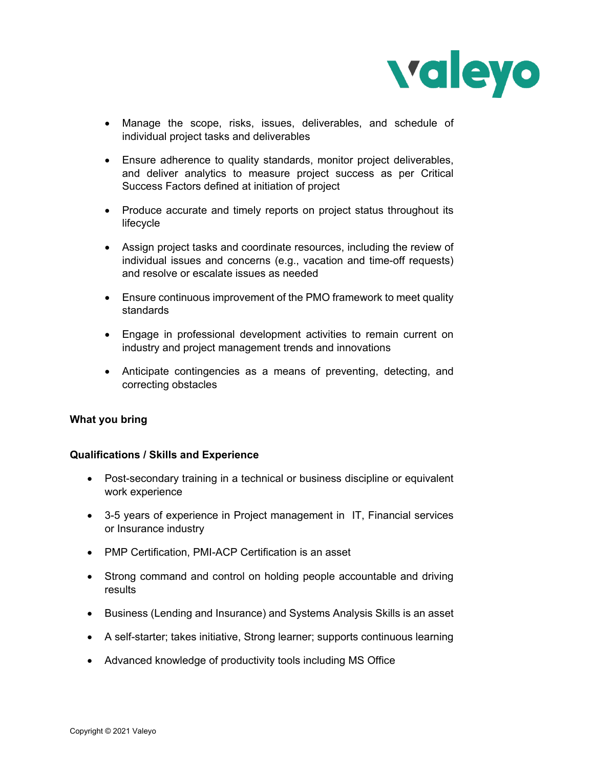- Manage the scope, risks, issues, deliverables, and schedule of individual project tasks and deliverables
- Ensure adherence to quality standards, monitor project deliverables, and deliver analytics to measure project success as per Critical Success Factors defined at initiation of project
- Produce accurate and timely reports on project status throughout its lifecycle
- Assign project tasks and coordinate resources, including the review of individual issues and concerns (e.g., vacation and time-off requests) and resolve or escalate issues as needed
- Ensure continuous improvement of the PMO framework to meet quality standards
- Engage in professional development activities to remain current on industry and project management trends and innovations
- Anticipate contingencies as a means of preventing, detecting, and correcting obstacles

**What you bring**

**Qualifications / Skills and Experience**

- Post-secondary training in a technical or business discipline or equivalent work experience
- 3-5 years of experience in Project management in IT, Financial services or Insurance industry
- PMP Certification, PMI-ACP Certification is an asset
- Strong command and control on holding people accountable and driving results
- Business (Lending and Insurance) and Systems Analysis Skills is an asset
- A self-starter; takes initiative, Strong learner; supports continuous learning
- Advanced knowledge of productivity tools including MS Office

Copyright © 2021 Valeyo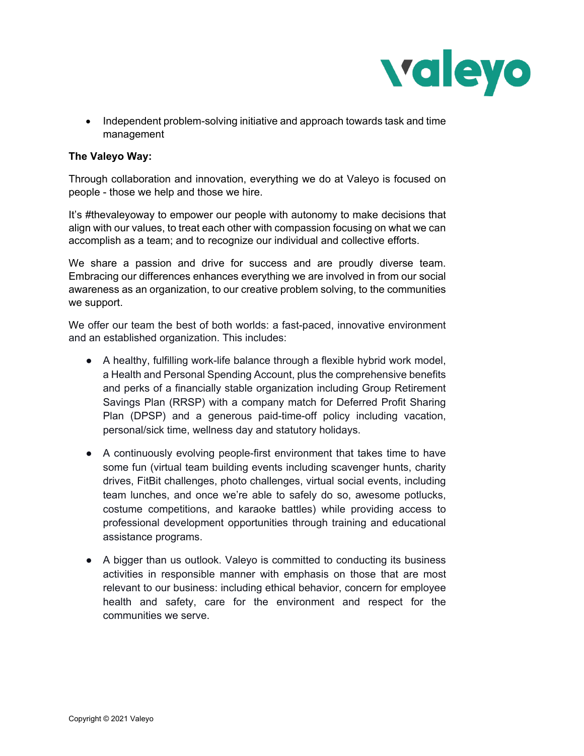- Independent problem-solving initiative and approach towards task and time management

**The Valeyo Way:**

Through collaboration and innovation, everything we do at Valeyo is focused on people - those we help and those we hire.

It's #thevaleyoway to empower our people with autonomy to make decisions that align with our values, to treat each other with compassion focusing on what we can accomplish as a team; and to recognize our individual and collective efforts.

We share a passion and drive for success and are proudly diverse team. Embracing our differences enhances everything we are involved in from our social awareness as an organization, to our creative problem solving, to the communities we support.

We offer our team the best of both worlds: a fast-paced, innovative environment and an established organization. This includes:

- A healthy, fulfilling work-life balance through a flexible hybrid work model, a Health and Personal Spending Account, plus the comprehensive benefits and perks of a financially stable organization including Group Retirement Savings Plan (RRSP) with a company match for Deferred Profit Sharing Plan (DPSP) and a generous paid-time-off policy including vacation, personal/sick time, wellness day and statutory holidays.

- A continuously evolving people-first environment that takes time to have some fun (virtual team building events including scavenger hunts, charity drives, FitBit challenges, photo challenges, virtual social events, including team lunches, and once we're able to safely do so, awesome potlucks, costume competitions, and karaoke battles) while providing access to professional development opportunities through training and educational assistance programs.

- A bigger than us outlook. Valeyo is committed to conducting its business activities in responsible manner with emphasis on those that are most relevant to our business: including ethical behavior, concern for employee health and safety, care for the environment and respect for the communities we serve.

Copyright © 2021 Valeyo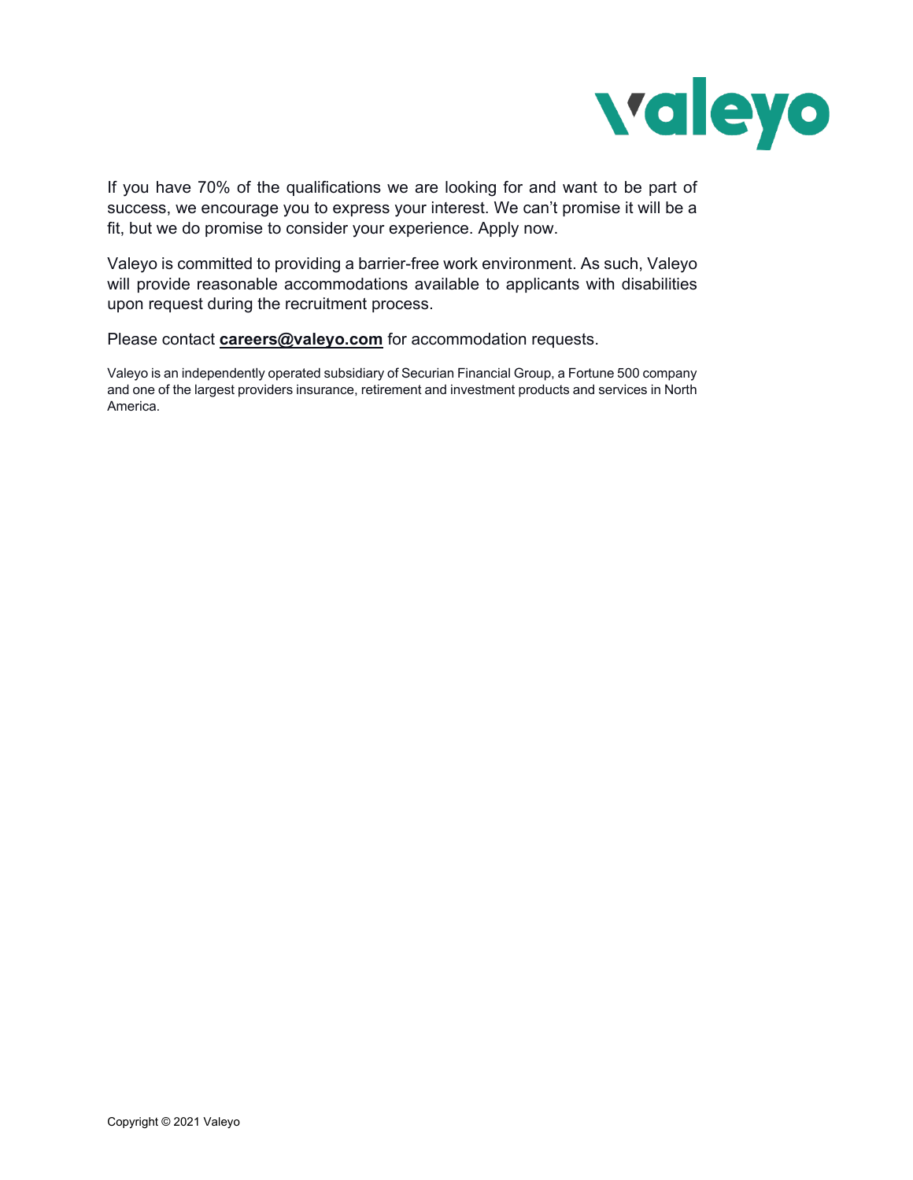If you have 70% of the qualifications we are looking for and want to be part of success, we encourage you to express your interest. We can't promise it will be a fit, but we do promise to consider your experience. Apply now.

Valeyo is committed to providing a barrier-free work environment. As such, Valeyo will provide reasonable accommodations available to applicants with disabilities upon request during the recruitment process.

Please contact **careers@valeyo.com** for accommodation requests.

Valeyo is an independently operated subsidiary of Securian Financial Group, a Fortune 500 company and one of the largest providers insurance, retirement and investment products and services in North America.

Copyright © 2021 Valeyo